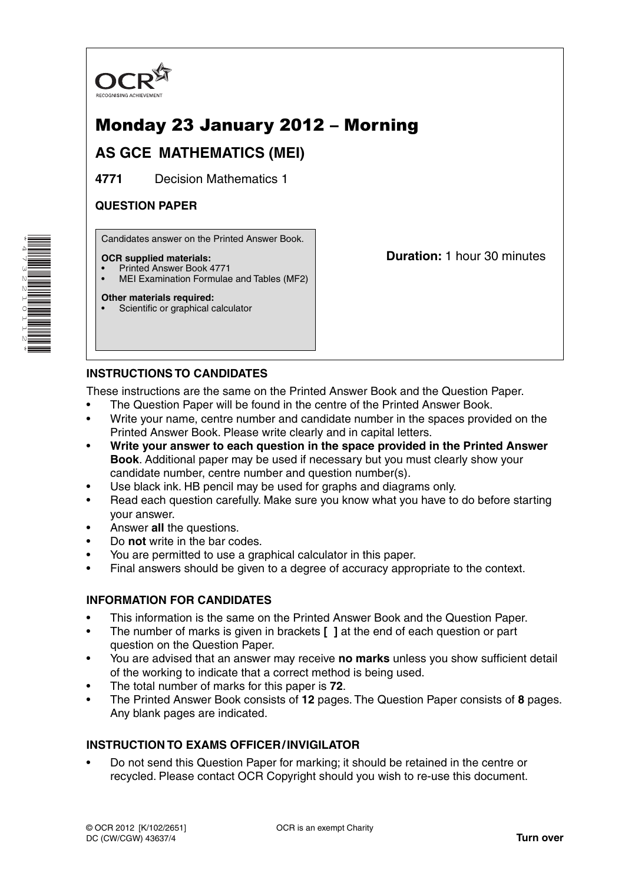OCR
RECOGNISING ACHIEVEMENT

# Monday 23 January 2012 – Morning

## AS GCE MATHEMATICS (MEI)

**4771** Decision Mathematics 1

### QUESTION PAPER

Candidates answer on the Printed Answer Book.

**OCR supplied materials:**
- Printed Answer Book 4771
- MEI Examination Formulae and Tables (MF2)

**Other materials required:**
- Scientific or graphical calculator

**Duration:** 1 hour 30 minutes

### INSTRUCTIONS TO CANDIDATES

These instructions are the same on the Printed Answer Book and the Question Paper.

- The Question Paper will be found in the centre of the Printed Answer Book.
- Write your name, centre number and candidate number in the spaces provided on the Printed Answer Book. Please write clearly and in capital letters.
- **Write your answer to each question in the space provided in the Printed Answer Book**. Additional paper may be used if necessary but you must clearly show your candidate number, centre number and question number(s).
- Use black ink. HB pencil may be used for graphs and diagrams only.
- Read each question carefully. Make sure you know what you have to do before starting your answer.
- Answer **all** the questions.
- Do **not** write in the bar codes.
- You are permitted to use a graphical calculator in this paper.
- Final answers should be given to a degree of accuracy appropriate to the context.

### INFORMATION FOR CANDIDATES

- This information is the same on the Printed Answer Book and the Question Paper.
- The number of marks is given in brackets **[ ]** at the end of each question or part question on the Question Paper.
- You are advised that an answer may receive **no marks** unless you show sufficient detail of the working to indicate that a correct method is being used.
- The total number of marks for this paper is **72**.
- The Printed Answer Book consists of **12** pages. The Question Paper consists of **8** pages. Any blank pages are indicated.

### INSTRUCTION TO EXAMS OFFICER / INVIGILATOR

- Do not send this Question Paper for marking; it should be retained in the centre or recycled. Please contact OCR Copyright should you wish to re-use this document.

© OCR 2012 [K/102/2651]
DC (CW/CGW) 43637/4

OCR is an exempt Charity

**Turn over**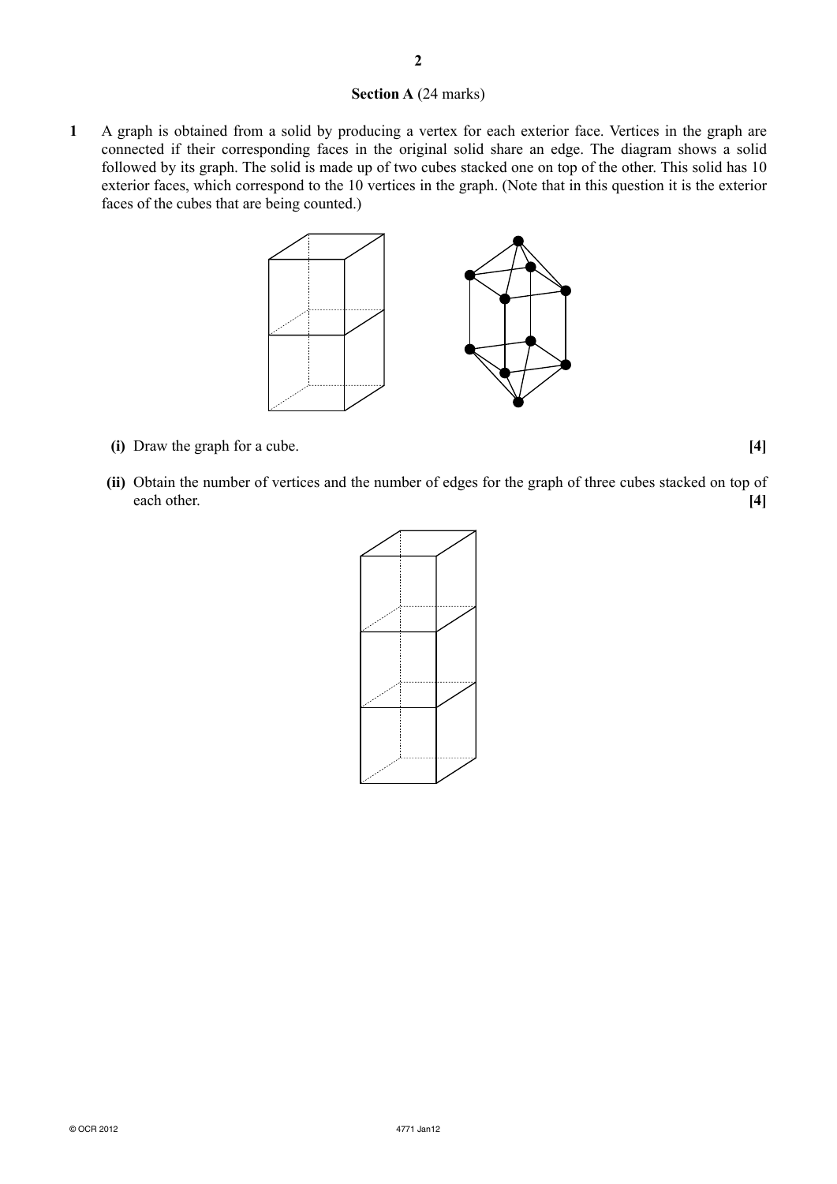## Section A (24 marks)

**1** A graph is obtained from a solid by producing a vertex for each exterior face. Vertices in the graph are connected if their corresponding faces in the original solid share an edge. The diagram shows a solid followed by its graph. The solid is made up of two cubes stacked one on top of the other. This solid has 10 exterior faces, which correspond to the 10 vertices in the graph. (Note that in this question it is the exterior faces of the cubes that are being counted.)

**(i)** Draw the graph for a cube. **[4]**

**(ii)** Obtain the number of vertices and the number of edges for the graph of three cubes stacked on top of each other. **[4]**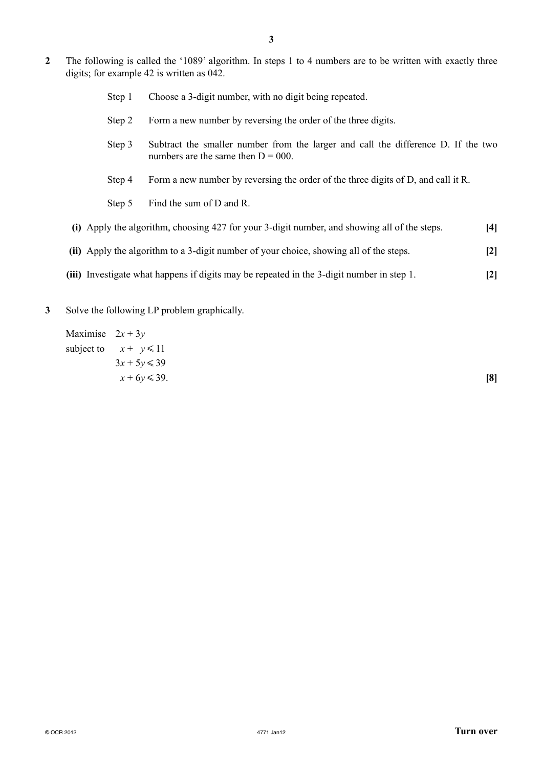**2** The following is called the '1089' algorithm. In steps 1 to 4 numbers are to be written with exactly three digits; for example 42 is written as 042.

Step 1 Choose a 3-digit number, with no digit being repeated.

Step 2 Form a new number by reversing the order of the three digits.

Step 3 Subtract the smaller number from the larger and call the difference D. If the two numbers are the same then D = 000.

Step 4 Form a new number by reversing the order of the three digits of D, and call it R.

Step 5 Find the sum of D and R.

**(i)** Apply the algorithm, choosing 427 for your 3-digit number, and showing all of the steps. **[4]**

**(ii)** Apply the algorithm to a 3-digit number of your choice, showing all of the steps. **[2]**

**(iii)** Investigate what happens if digits may be repeated in the 3-digit number in step 1. **[2]**

**3** Solve the following LP problem graphically.

Maximise $2x + 3y$

subject to

$$x + y \leqslant 11$$

$$3x + 5y \leqslant 39$$

$$x + 6y \leqslant 39.$$

**[8]**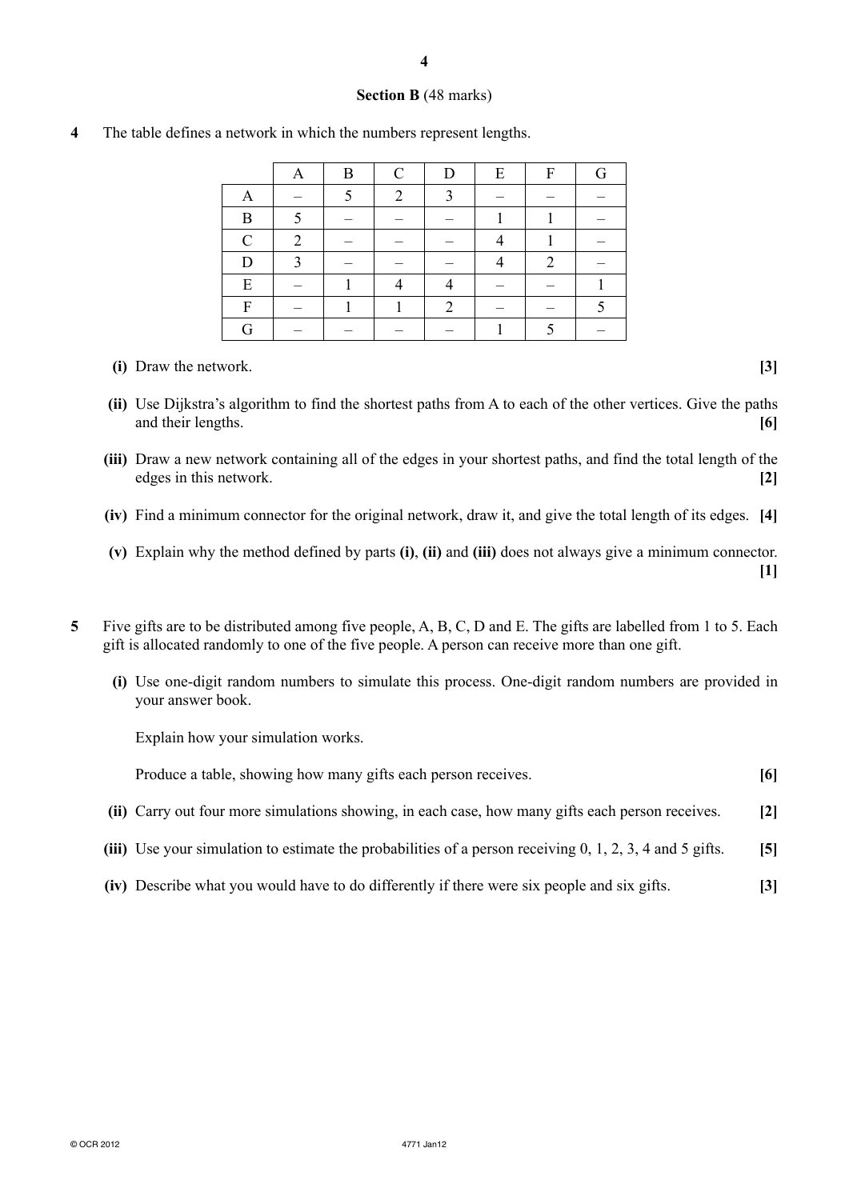## Section B (48 marks)

**4** The table defines a network in which the numbers represent lengths.

| | A | B | C | D | E | F | G |
|---|---|---|---|---|---|---|---|
| A | – | 5 | 2 | 3 | – | – | – |
| B | 5 | – | – | – | 1 | 1 | – |
| C | 2 | – | – | – | 4 | 1 | – |
| D | 3 | – | – | – | 4 | 2 | – |
| E | – | 1 | 4 | 4 | – | – | 1 |
| F | – | 1 | 1 | 2 | – | – | 5 |
| G | – | – | – | – | 1 | 5 | – |

**(i)** Draw the network. **[3]**

**(ii)** Use Dijkstra's algorithm to find the shortest paths from A to each of the other vertices. Give the paths and their lengths. **[6]**

**(iii)** Draw a new network containing all of the edges in your shortest paths, and find the total length of the edges in this network. **[2]**

**(iv)** Find a minimum connector for the original network, draw it, and give the total length of its edges. **[4]**

**(v)** Explain why the method defined by parts **(i)**, **(ii)** and **(iii)** does not always give a minimum connector. **[1]**

**5** Five gifts are to be distributed among five people, A, B, C, D and E. The gifts are labelled from 1 to 5. Each gift is allocated randomly to one of the five people. A person can receive more than one gift.

**(i)** Use one-digit random numbers to simulate this process. One-digit random numbers are provided in your answer book.

Explain how your simulation works.

Produce a table, showing how many gifts each person receives. **[6]**

**(ii)** Carry out four more simulations showing, in each case, how many gifts each person receives. **[2]**

**(iii)** Use your simulation to estimate the probabilities of a person receiving 0, 1, 2, 3, 4 and 5 gifts. **[5]**

**(iv)** Describe what you would have to do differently if there were six people and six gifts. **[3]**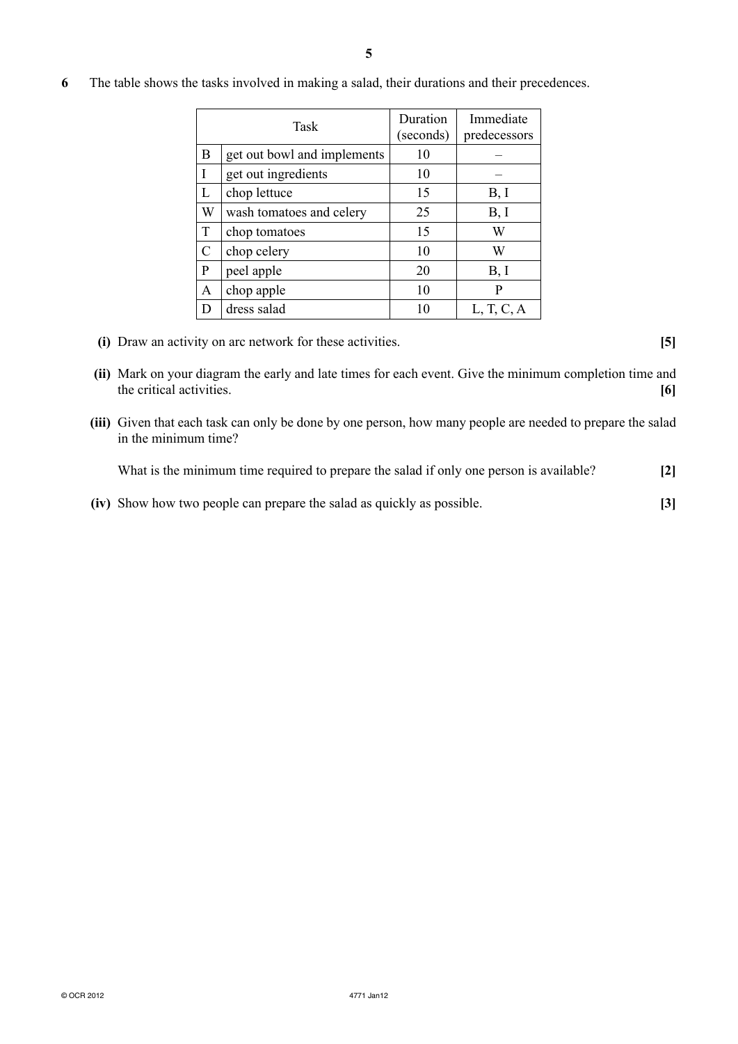**6** The table shows the tasks involved in making a salad, their durations and their precedences.

| Task | | Duration (seconds) | Immediate predecessors |
|---|---|---|---|
| B | get out bowl and implements | 10 | – |
| I | get out ingredients | 10 | – |
| L | chop lettuce | 15 | B, I |
| W | wash tomatoes and celery | 25 | B, I |
| T | chop tomatoes | 15 | W |
| C | chop celery | 10 | W |
| P | peel apple | 20 | B, I |
| A | chop apple | 10 | P |
| D | dress salad | 10 | L, T, C, A |

**(i)** Draw an activity on arc network for these activities. **[5]**

**(ii)** Mark on your diagram the early and late times for each event. Give the minimum completion time and the critical activities. **[6]**

**(iii)** Given that each task can only be done by one person, how many people are needed to prepare the salad in the minimum time?

What is the minimum time required to prepare the salad if only one person is available? **[2]**

**(iv)** Show how two people can prepare the salad as quickly as possible. **[3]**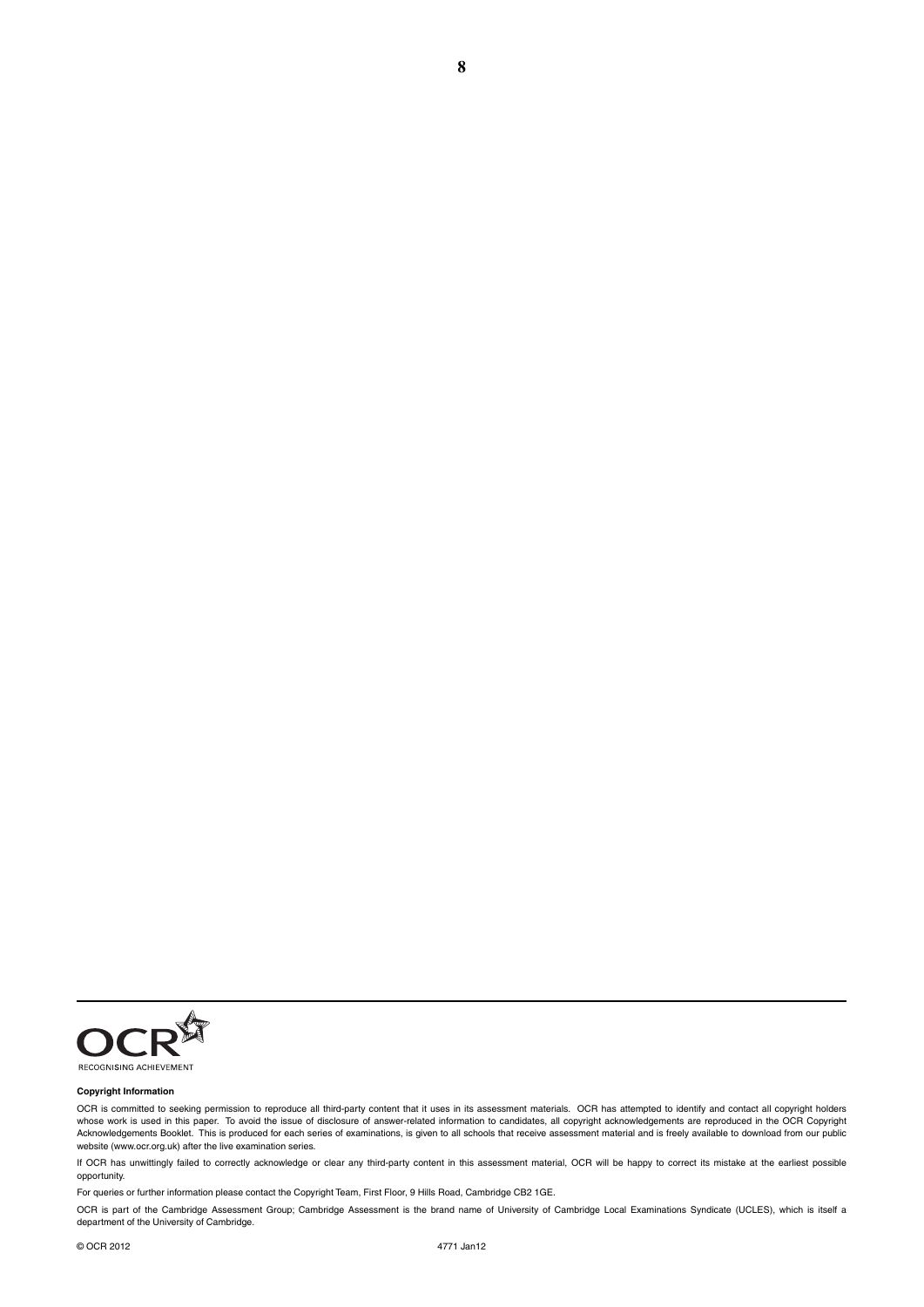RECOGNISING ACHIEVEMENT

**Copyright Information**

OCR is committed to seeking permission to reproduce all third-party content that it uses in its assessment materials. OCR has attempted to identify and contact all copyright holders whose work is used in this paper. To avoid the issue of disclosure of answer-related information to candidates, all copyright acknowledgements are reproduced in the OCR Copyright Acknowledgements Booklet. This is produced for each series of examinations, is given to all schools that receive assessment material and is freely available to download from our public website (www.ocr.org.uk) after the live examination series.

If OCR has unwittingly failed to correctly acknowledge or clear any third-party content in this assessment material, OCR will be happy to correct its mistake at the earliest possible opportunity.

For queries or further information please contact the Copyright Team, First Floor, 9 Hills Road, Cambridge CB2 1GE.

OCR is part of the Cambridge Assessment Group; Cambridge Assessment is the brand name of University of Cambridge Local Examinations Syndicate (UCLES), which is itself a department of the University of Cambridge.

© OCR 2012 4771 Jan12